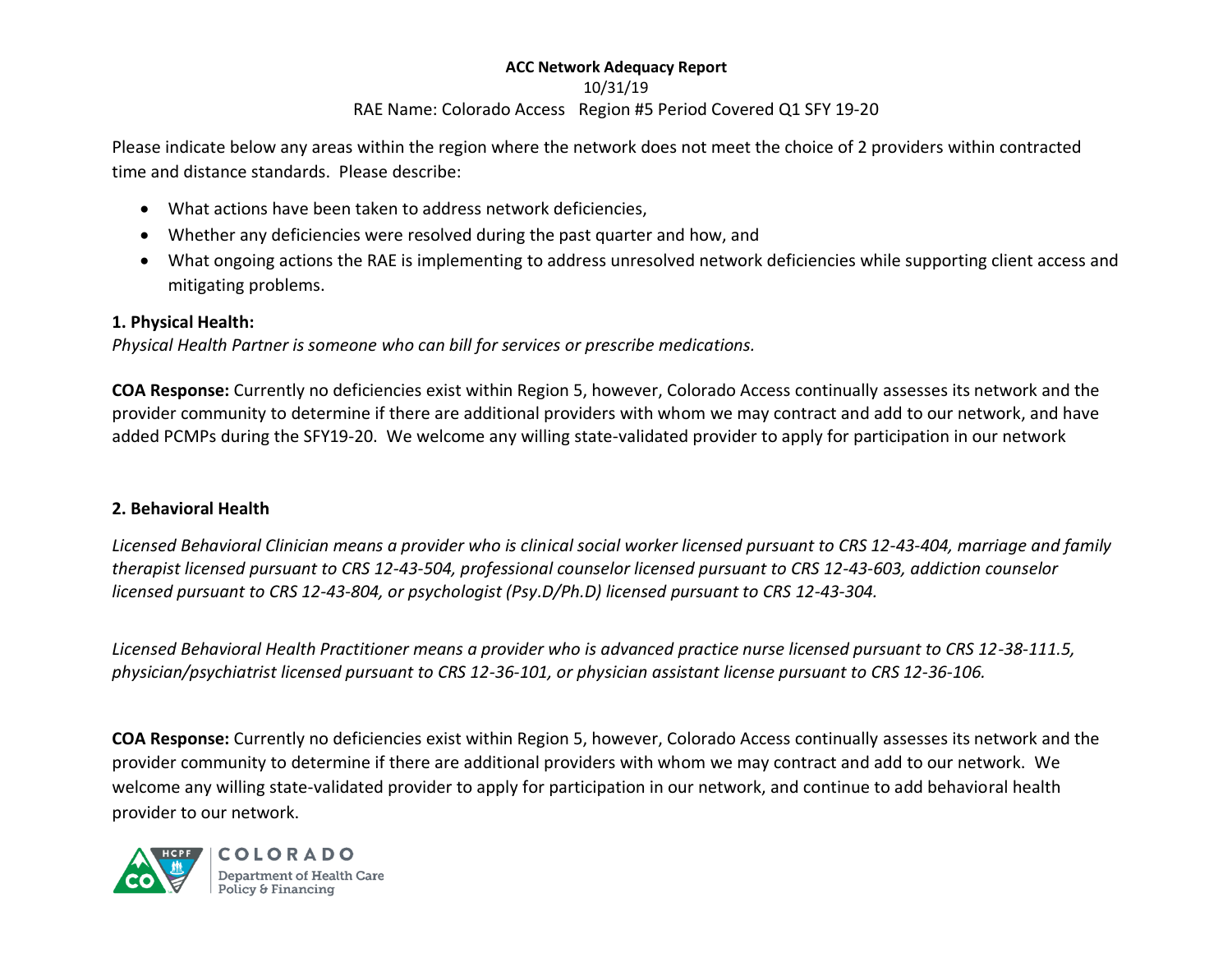**ACC Network Adequacy Report**

10/31/19

RAE Name: Colorado Access Region #5 Period Covered Q1 SFY 19-20

Please indicate below any areas within the region where the network does not meet the choice of 2 providers within contracted time and distance standards. Please describe:

- What actions have been taken to address network deficiencies,
- Whether any deficiencies were resolved during the past quarter and how, and
- What ongoing actions the RAE is implementing to address unresolved network deficiencies while supporting client access and mitigating problems.

**1. Physical Health:**

*Physical Health Partner is someone who can bill for services or prescribe medications.*

**COA Response:** Currently no deficiencies exist within Region 5, however, Colorado Access continually assesses its network and the provider community to determine if there are additional providers with whom we may contract and add to our network, and have added PCMPs during the SFY19-20. We welcome any willing state-validated provider to apply for participation in our network

**2. Behavioral Health**

*Licensed Behavioral Clinician means a provider who is clinical social worker licensed pursuant to CRS 12-43-404, marriage and family therapist licensed pursuant to CRS 12-43-504, professional counselor licensed pursuant to CRS 12-43-603, addiction counselor licensed pursuant to CRS 12-43-804, or psychologist (Psy.D/Ph.D) licensed pursuant to CRS 12-43-304.*

*Licensed Behavioral Health Practitioner means a provider who is advanced practice nurse licensed pursuant to CRS 12-38-111.5, physician/psychiatrist licensed pursuant to CRS 12-36-101, or physician assistant license pursuant to CRS 12-36-106.*

**COA Response:** Currently no deficiencies exist within Region 5, however, Colorado Access continually assesses its network and the provider community to determine if there are additional providers with whom we may contract and add to our network. We welcome any willing state-validated provider to apply for participation in our network, and continue to add behavioral health provider to our network.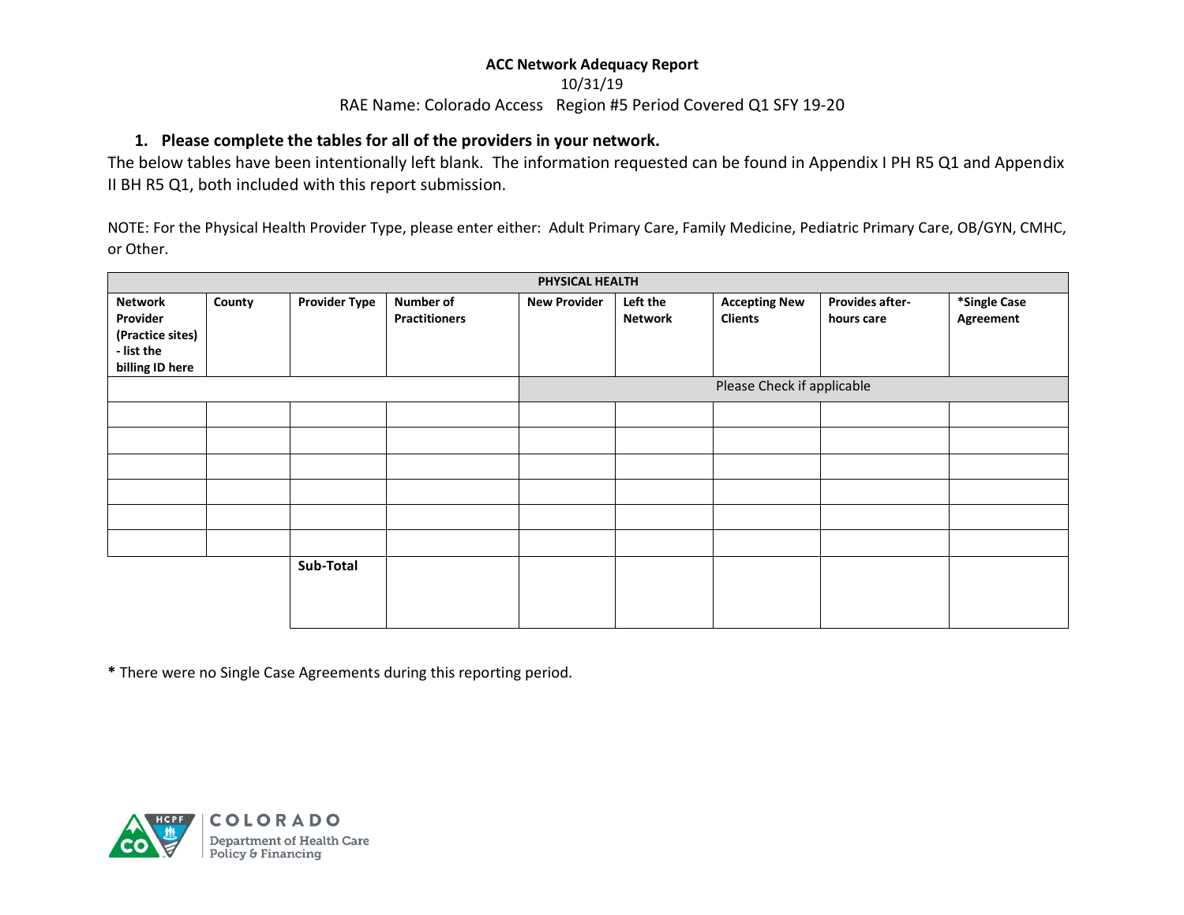**ACC Network Adequacy Report**

10/31/19

RAE Name: Colorado Access Region #5 Period Covered Q1 SFY 19-20

1. **Please complete the tables for all of the providers in your network.**

The below tables have been intentionally left blank. The information requested can be found in Appendix I PH R5 Q1 and Appendix II BH R5 Q1, both included with this report submission.

NOTE: For the Physical Health Provider Type, please enter either: Adult Primary Care, Family Medicine, Pediatric Primary Care, OB/GYN, CMHC, or Other.

| PHYSICAL HEALTH | | | | | | | | |
|---|---|---|---|---|---|---|---|---|
| **Network Provider (Practice sites) - list the billing ID here** | **County** | **Provider Type** | **Number of Practitioners** | **New Provider** | **Left the Network** | **Accepting New Clients** | **Provides after-hours care** | ***Single Case Agreement** |
| | | | | Please Check if applicable | | | | |
| | | | | | | | | |
| | | | | | | | | |
| | | | | | | | | |
| | | | | | | | | |
| | | | | | | | | |
| | | | | | | | | |
| | | **Sub-Total** | | | | | | |

**\*** There were no Single Case Agreements during this reporting period.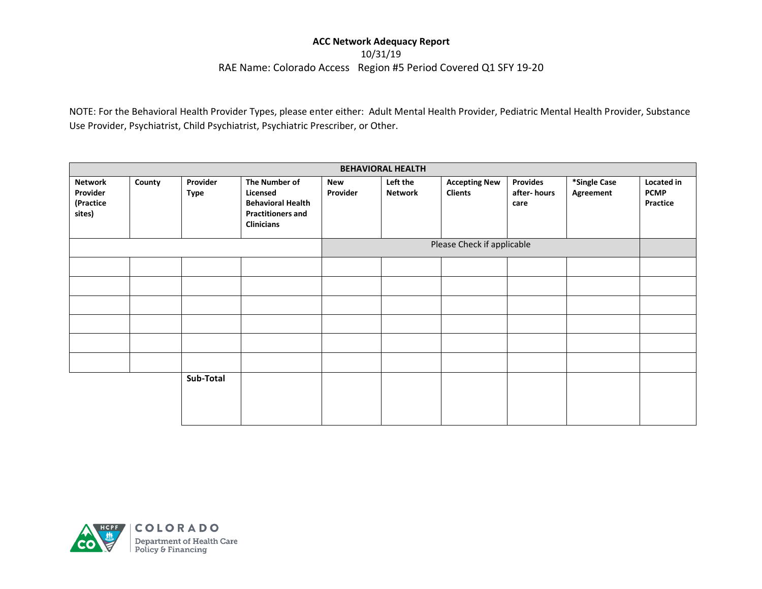**ACC Network Adequacy Report**

10/31/19

RAE Name: Colorado Access Region #5 Period Covered Q1 SFY 19-20

NOTE: For the Behavioral Health Provider Types, please enter either: Adult Mental Health Provider, Pediatric Mental Health Provider, Substance Use Provider, Psychiatrist, Child Psychiatrist, Psychiatric Prescriber, or Other.

| BEHAVIORAL HEALTH | | | | | | | | | |
|---|---|---|---|---|---|---|---|---|---|
| **Network Provider (Practice sites)** | **County** | **Provider Type** | **The Number of Licensed Behavioral Health Practitioners and Clinicians** | **New Provider** | **Left the Network** | **Accepting New Clients** | **Provides after- hours care** | **\*Single Case Agreement** | **Located in PCMP Practice** |
| | | | | Please Check if applicable | | | | | |
| | | | | | | | | | |
| | | | | | | | | | |
| | | | | | | | | | |
| | | | | | | | | | |
| | | | | | | | | | |
| | | | | | | | | | |
| | | **Sub-Total** | | | | | | | |

COLORADO Department of Health Care Policy & Financing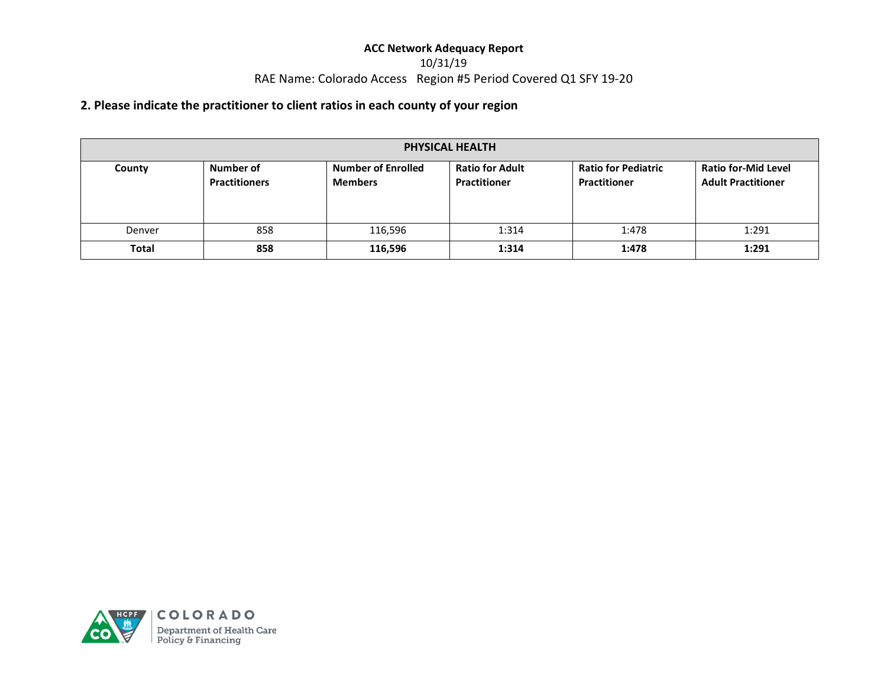**ACC Network Adequacy Report**

10/31/19

RAE Name: Colorado Access Region #5 Period Covered Q1 SFY 19-20

## 2. Please indicate the practitioner to client ratios in each county of your region

| PHYSICAL HEALTH | | | | | |
|---|---|---|---|---|---|
| **County** | **Number of Practitioners** | **Number of Enrolled Members** | **Ratio for Adult Practitioner** | **Ratio for Pediatric Practitioner** | **Ratio for-Mid Level Adult Practitioner** |
| Denver | 858 | 116,596 | 1:314 | 1:478 | 1:291 |
| **Total** | **858** | **116,596** | **1:314** | **1:478** | **1:291** |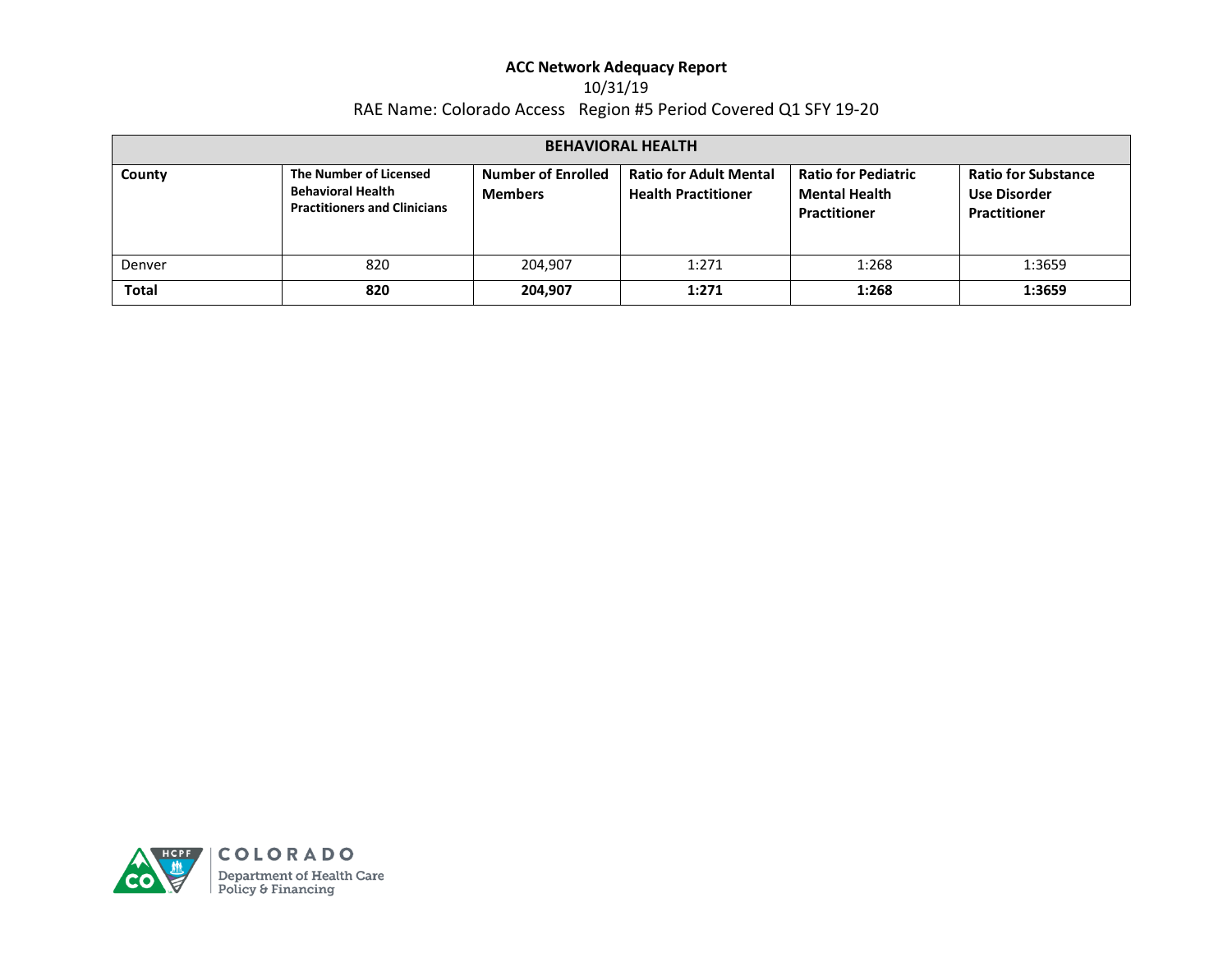**ACC Network Adequacy Report**

10/31/19

RAE Name: Colorado Access Region #5 Period Covered Q1 SFY 19-20

| BEHAVIORAL HEALTH | | | | | |
|---|---|---|---|---|---|
| **County** | **The Number of Licensed Behavioral Health Practitioners and Clinicians** | **Number of Enrolled Members** | **Ratio for Adult Mental Health Practitioner** | **Ratio for Pediatric Mental Health Practitioner** | **Ratio for Substance Use Disorder Practitioner** |
| Denver | 820 | 204,907 | 1:271 | 1:268 | 1:3659 |
| **Total** | **820** | **204,907** | **1:271** | **1:268** | **1:3659** |

COLORADO Department of Health Care Policy & Financing